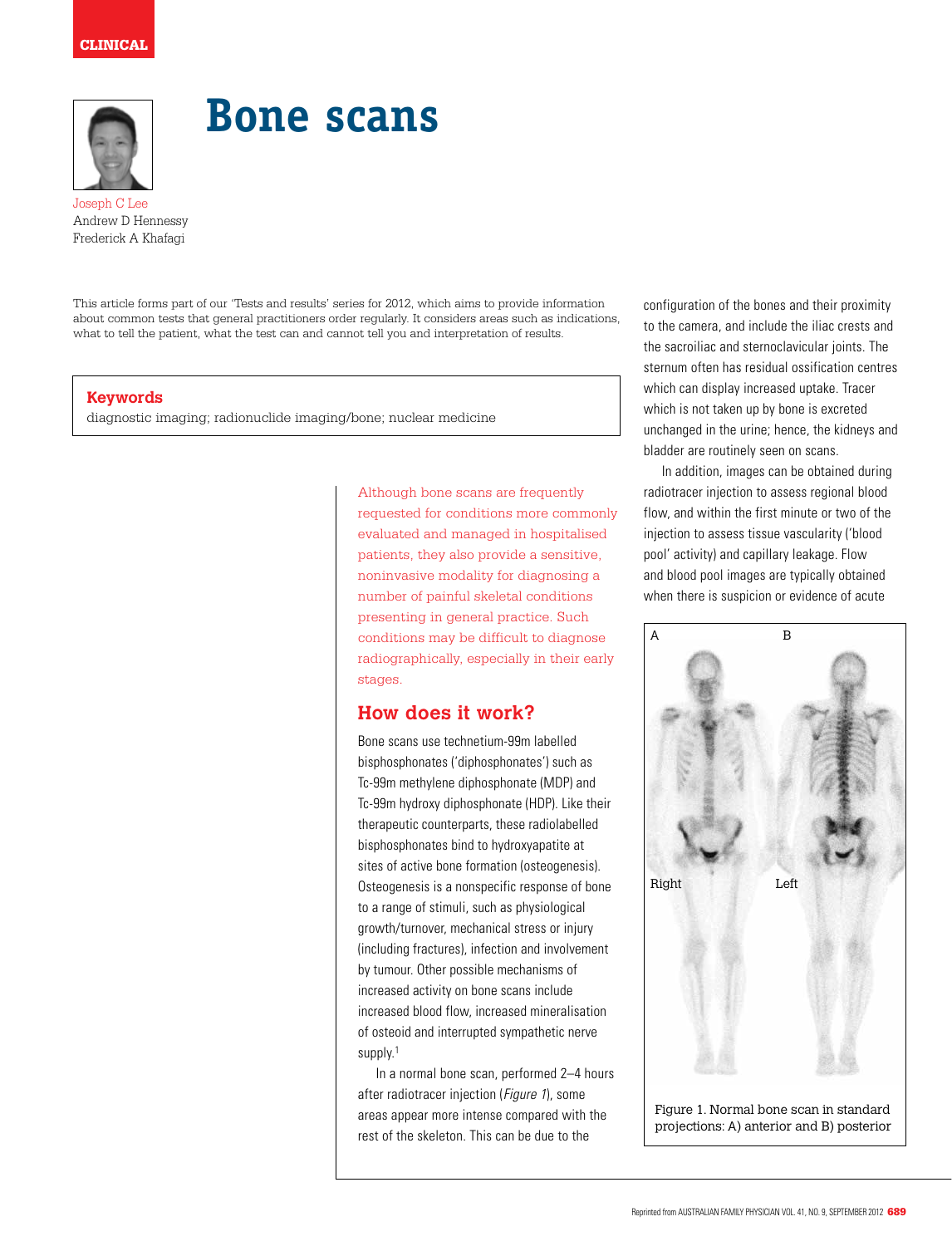CLINICAL

# Bone scans

Joseph C Lee
Andrew D Hennessy
Frederick A Khafagi

This article forms part of our 'Tests and results' series for 2012, which aims to provide information about common tests that general practitioners order regularly. It considers areas such as indications, what to tell the patient, what the test can and cannot tell you and interpretation of results.

**Keywords**
diagnostic imaging; radionuclide imaging/bone; nuclear medicine

Although bone scans are frequently requested for conditions more commonly evaluated and managed in hospitalised patients, they also provide a sensitive, noninvasive modality for diagnosing a number of painful skeletal conditions presenting in general practice. Such conditions may be difficult to diagnose radiographically, especially in their early stages.

## How does it work?

Bone scans use technetium-99m labelled bisphosphonates ('diphosphonates') such as Tc-99m methylene diphosphonate (MDP) and Tc-99m hydroxy diphosphonate (HDP). Like their therapeutic counterparts, these radiolabelled bisphosphonates bind to hydroxyapatite at sites of active bone formation (osteogenesis). Osteogenesis is a nonspecific response of bone to a range of stimuli, such as physiological growth/turnover, mechanical stress or injury (including fractures), infection and involvement by tumour. Other possible mechanisms of increased activity on bone scans include increased blood flow, increased mineralisation of osteoid and interrupted sympathetic nerve supply.[1]

In a normal bone scan, performed 2–4 hours after radiotracer injection (*Figure 1*), some areas appear more intense compared with the rest of the skeleton. This can be due to the configuration of the bones and their proximity to the camera, and include the iliac crests and the sacroiliac and sternoclavicular joints. The sternum often has residual ossification centres which can display increased uptake. Tracer which is not taken up by bone is excreted unchanged in the urine; hence, the kidneys and bladder are routinely seen on scans.

In addition, images can be obtained during radiotracer injection to assess regional blood flow, and within the first minute or two of the injection to assess tissue vascularity ('blood pool' activity) and capillary leakage. Flow and blood pool images are typically obtained when there is suspicion or evidence of acute

Figure 1. Normal bone scan in standard projections: A) anterior and B) posterior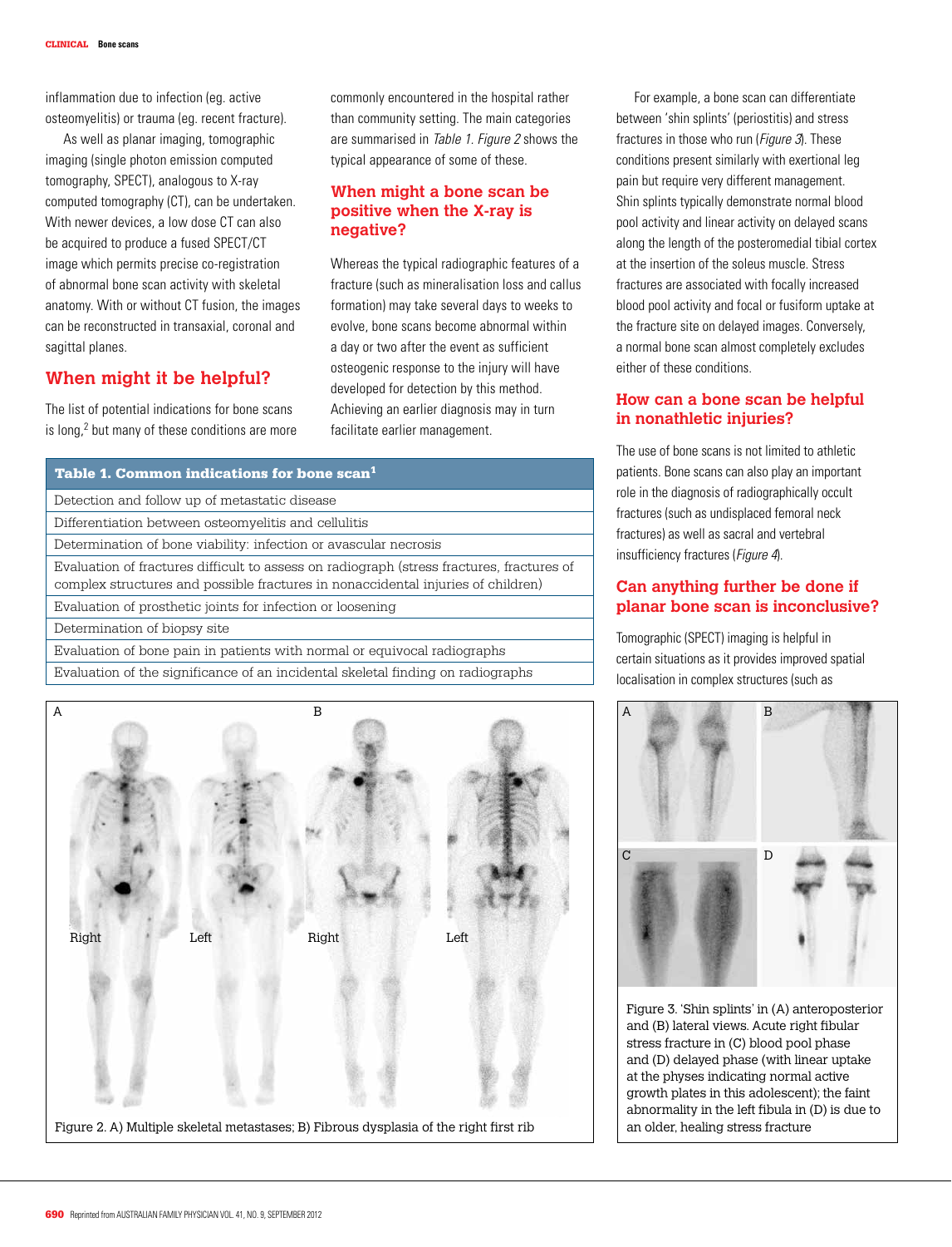inflammation due to infection (eg. active osteomyelitis) or trauma (eg. recent fracture).

As well as planar imaging, tomographic imaging (single photon emission computed tomography, SPECT), analogous to X-ray computed tomography (CT), can be undertaken. With newer devices, a low dose CT can also be acquired to produce a fused SPECT/CT image which permits precise co-registration of abnormal bone scan activity with skeletal anatomy. With or without CT fusion, the images can be reconstructed in transaxial, coronal and sagittal planes.

## When might it be helpful?

The list of potential indications for bone scans is long,[2] but many of these conditions are more commonly encountered in the hospital rather than community setting. The main categories are summarised in *Table 1*. *Figure 2* shows the typical appearance of some of these.

| Table 1. Common indications for bone scan[1] |
|---|
| Detection and follow up of metastatic disease |
| Differentiation between osteomyelitis and cellulitis |
| Determination of bone viability: infection or avascular necrosis |
| Evaluation of fractures difficult to assess on radiograph (stress fractures, fractures of complex structures and possible fractures in nonaccidental injuries of children) |
| Evaluation of prosthetic joints for infection or loosening |
| Determination of biopsy site |
| Evaluation of bone pain in patients with normal or equivocal radiographs |
| Evaluation of the significance of an incidental skeletal finding on radiographs |

Figure 2. A) Multiple skeletal metastases; B) Fibrous dysplasia of the right first rib

## When might a bone scan be positive when the X-ray is negative?

Whereas the typical radiographic features of a fracture (such as mineralisation loss and callus formation) may take several days to weeks to evolve, bone scans become abnormal within a day or two after the event as sufficient osteogenic response to the injury will have developed for detection by this method. Achieving an earlier diagnosis may in turn facilitate earlier management.

For example, a bone scan can differentiate between 'shin splints' (periostitis) and stress fractures in those who run (*Figure 3*). These conditions present similarly with exertional leg pain but require very different management. Shin splints typically demonstrate normal blood pool activity and linear activity on delayed scans along the length of the posteromedial tibial cortex at the insertion of the soleus muscle. Stress fractures are associated with focally increased blood pool activity and focal or fusiform uptake at the fracture site on delayed images. Conversely, a normal bone scan almost completely excludes either of these conditions.

Figure 3. 'Shin splints' in (A) anteroposterior and (B) lateral views. Acute right fibular stress fracture in (C) blood pool phase and (D) delayed phase (with linear uptake at the physes indicating normal active growth plates in this adolescent); the faint abnormality in the left fibula in (D) is due to an older, healing stress fracture

## How can a bone scan be helpful in nonathletic injuries?

The use of bone scans is not limited to athletic patients. Bone scans can also play an important role in the diagnosis of radiographically occult fractures (such as undisplaced femoral neck fractures) as well as sacral and vertebral insufficiency fractures (*Figure 4*).

## Can anything further be done if planar bone scan is inconclusive?

Tomographic (SPECT) imaging is helpful in certain situations as it provides improved spatial localisation in complex structures (such as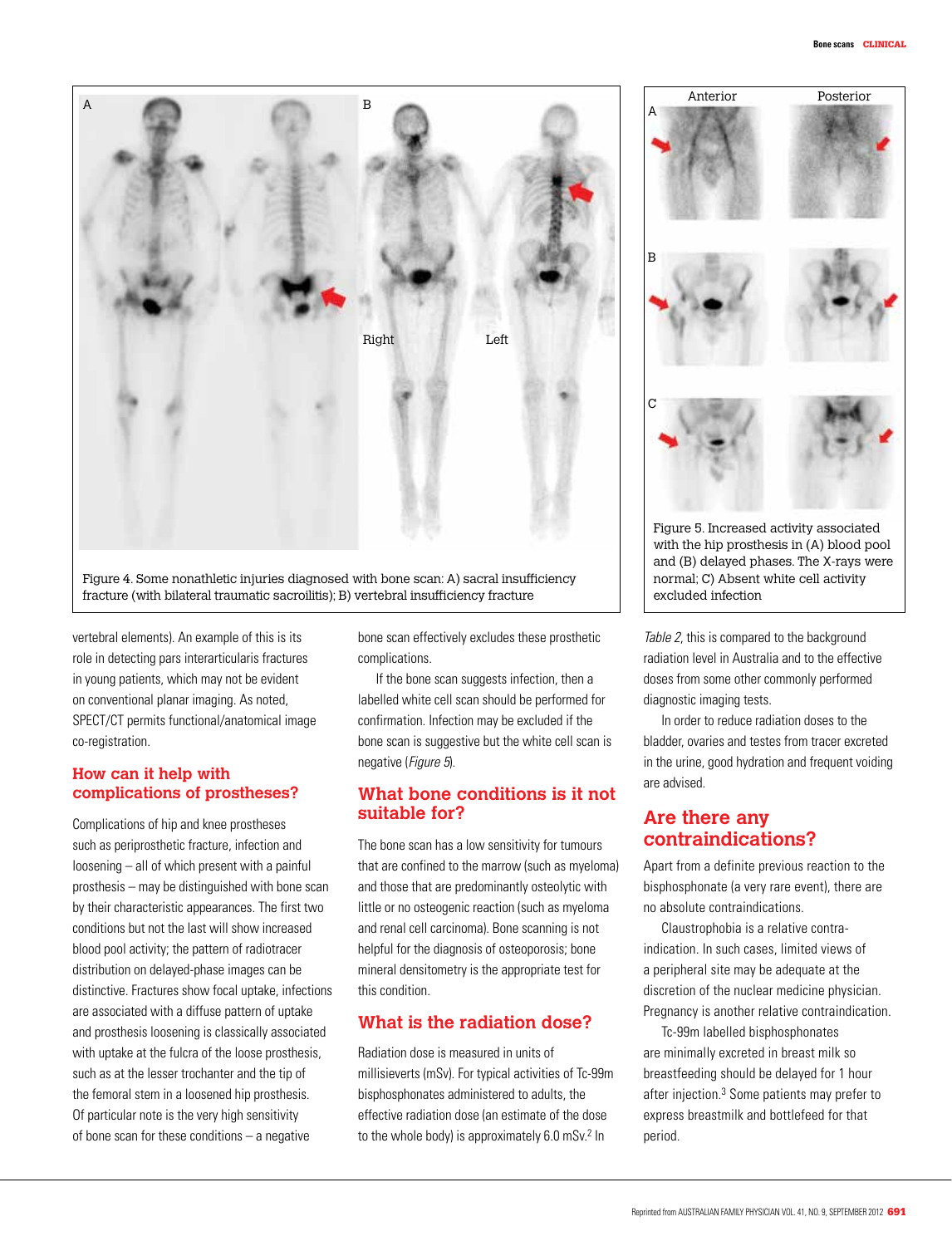Figure 4. Some nonathletic injuries diagnosed with bone scan: A) sacral insufficiency fracture (with bilateral traumatic sacroilitis); B) vertebral insufficiency fracture

Figure 5. Increased activity associated with the hip prosthesis in (A) blood pool and (B) delayed phases. The X-rays were normal; C) Absent white cell activity excluded infection

vertebral elements). An example of this is its role in detecting pars interarticularis fractures in young patients, which may not be evident on conventional planar imaging. As noted, SPECT/CT permits functional/anatomical image co-registration.

## How can it help with complications of prostheses?

Complications of hip and knee prostheses such as periprosthetic fracture, infection and loosening – all of which present with a painful prosthesis – may be distinguished with bone scan by their characteristic appearances. The first two conditions but not the last will show increased blood pool activity; the pattern of radiotracer distribution on delayed-phase images can be distinctive. Fractures show focal uptake, infections are associated with a diffuse pattern of uptake and prosthesis loosening is classically associated with uptake at the fulcra of the loose prosthesis, such as at the lesser trochanter and the tip of the femoral stem in a loosened hip prosthesis. Of particular note is the very high sensitivity of bone scan for these conditions – a negative bone scan effectively excludes these prosthetic complications.

If the bone scan suggests infection, then a labelled white cell scan should be performed for confirmation. Infection may be excluded if the bone scan is suggestive but the white cell scan is negative (*Figure 5*).

## What bone conditions is it not suitable for?

The bone scan has a low sensitivity for tumours that are confined to the marrow (such as myeloma) and those that are predominantly osteolytic with little or no osteogenic reaction (such as myeloma and renal cell carcinoma). Bone scanning is not helpful for the diagnosis of osteoporosis; bone mineral densitometry is the appropriate test for this condition.

## What is the radiation dose?

Radiation dose is measured in units of millisieverts (mSv). For typical activities of Tc-99m bisphosphonates administered to adults, the effective radiation dose (an estimate of the dose to the whole body) is approximately 6.0 mSv.[2] In *Table 2*, this is compared to the background radiation level in Australia and to the effective doses from some other commonly performed diagnostic imaging tests.

In order to reduce radiation doses to the bladder, ovaries and testes from tracer excreted in the urine, good hydration and frequent voiding are advised.

## Are there any contraindications?

Apart from a definite previous reaction to the bisphosphonate (a very rare event), there are no absolute contraindications.

Claustrophobia is a relative contra-indication. In such cases, limited views of a peripheral site may be adequate at the discretion of the nuclear medicine physician. Pregnancy is another relative contraindication.

Tc-99m labelled bisphosphonates are minimally excreted in breast milk so breastfeeding should be delayed for 1 hour after injection.[3] Some patients may prefer to express breastmilk and bottlefeed for that period.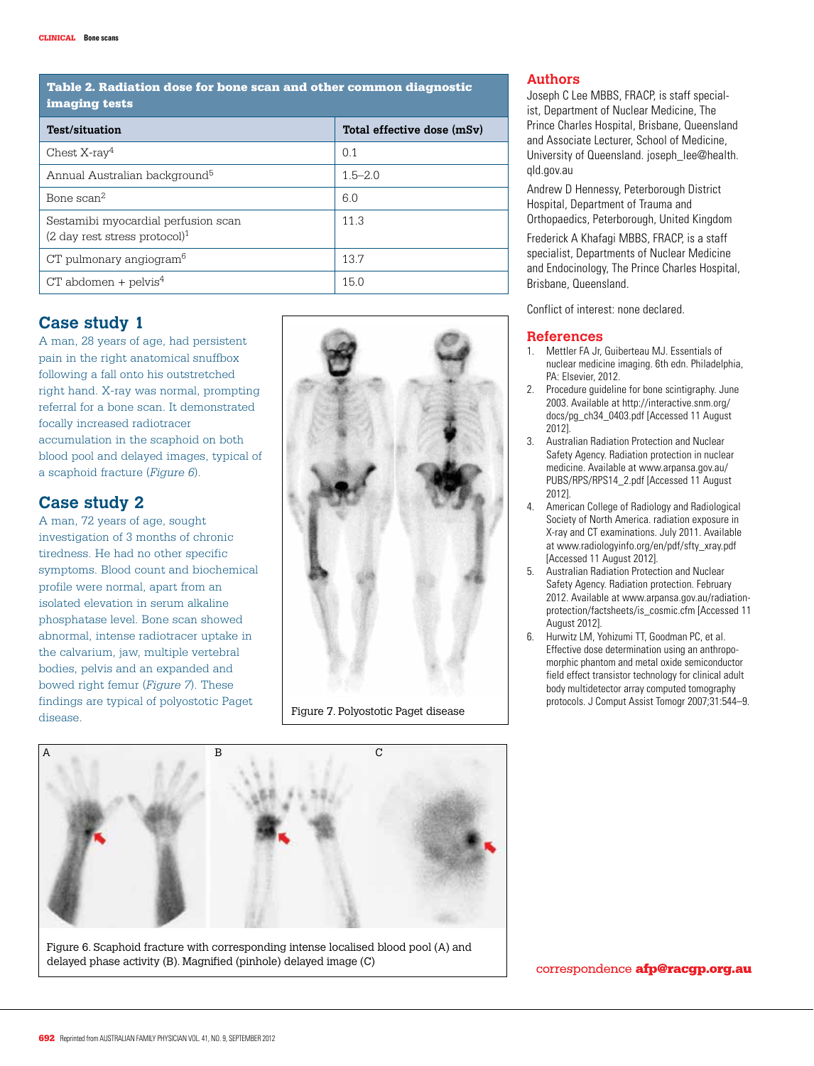| Table 2. Radiation dose for bone scan and other common diagnostic imaging tests | |
|---|---|
| **Test/situation** | **Total effective dose (mSv)** |
| Chest X-ray[4] | 0.1 |
| Annual Australian background[5] | 1.5–2.0 |
| Bone scan[2] | 6.0 |
| Sestamibi myocardial perfusion scan (2 day rest stress protocol)[1] | 11.3 |
| CT pulmonary angiogram[6] | 13.7 |
| CT abdomen + pelvis[4] | 15.0 |

## Case study 1

A man, 28 years of age, had persistent pain in the right anatomical snuffbox following a fall onto his outstretched right hand. X-ray was normal, prompting referral for a bone scan. It demonstrated focally increased radiotracer accumulation in the scaphoid on both blood pool and delayed images, typical of a scaphoid fracture (*Figure 6*).

## Case study 2

A man, 72 years of age, sought investigation of 3 months of chronic tiredness. He had no other specific symptoms. Blood count and biochemical profile were normal, apart from an isolated elevation in serum alkaline phosphatase level. Bone scan showed abnormal, intense radiotracer uptake in the calvarium, jaw, multiple vertebral bodies, pelvis and an expanded and bowed right femur (*Figure 7*). These findings are typical of polyostotic Paget disease.

Figure 7. Polyostotic Paget disease

A B C

Figure 6. Scaphoid fracture with corresponding intense localised blood pool (A) and delayed phase activity (B). Magnified (pinhole) delayed image (C)

## Authors

Joseph C Lee MBBS, FRACP, is staff specialist, Department of Nuclear Medicine, The Prince Charles Hospital, Brisbane, Queensland and Associate Lecturer, School of Medicine, University of Queensland. joseph_lee@health.qld.gov.au

Andrew D Hennessy, Peterborough District Hospital, Department of Trauma and Orthopaedics, Peterborough, United Kingdom

Frederick A Khafagi MBBS, FRACP, is a staff specialist, Departments of Nuclear Medicine and Endocinology, The Prince Charles Hospital, Brisbane, Queensland.

Conflict of interest: none declared.

## References

1. Mettler FA Jr, Guiberteau MJ. Essentials of nuclear medicine imaging. 6th edn. Philadelphia, PA: Elsevier, 2012.
2. Procedure guideline for bone scintigraphy. June 2003. Available at http://interactive.snm.org/docs/pg_ch34_0403.pdf [Accessed 11 August 2012].
3. Australian Radiation Protection and Nuclear Safety Agency. Radiation protection in nuclear medicine. Available at www.arpansa.gov.au/PUBS/RPS/RPS14_2.pdf [Accessed 11 August 2012].
4. American College of Radiology and Radiological Society of North America. radiation exposure in X-ray and CT examinations. July 2011. Available at www.radiologyinfo.org/en/pdf/sfty_xray.pdf [Accessed 11 August 2012].
5. Australian Radiation Protection and Nuclear Safety Agency. Radiation protection. February 2012. Available at www.arpansa.gov.au/radiation-protection/factsheets/is_cosmic.cfm [Accessed 11 August 2012].
6. Hurwitz LM, Yohizumi TT, Goodman PC, et al. Effective dose determination using an anthropomorphic phantom and metal oxide semiconductor field effect transistor technology for clinical adult body multidetector array computed tomography protocols. J Comput Assist Tomogr 2007;31:544–9.

correspondence **afp@racgp.org.au**